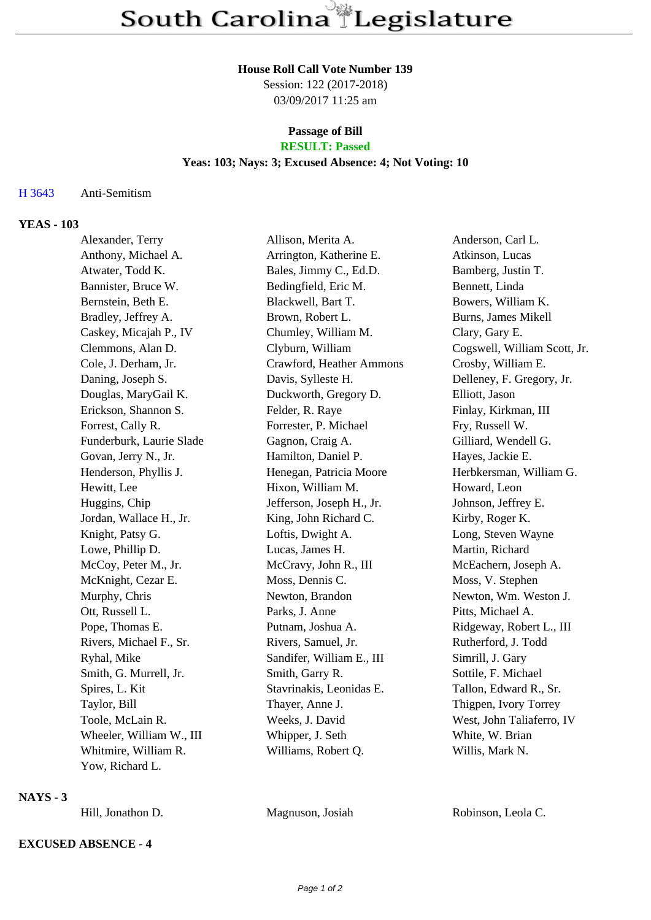# South Carolina Legislature

**House Roll Call Vote Number 139**
Session: 122 (2017-2018)
03/09/2017 11:25 am

**Passage of Bill**
**RESULT: Passed**
**Yeas: 103; Nays: 3; Excused Absence: 4; Not Voting: 10**

H 3643 Anti-Semitism

**YEAS - 103**

| | | |
|---|---|---|
| Alexander, Terry | Allison, Merita A. | Anderson, Carl L. |
| Anthony, Michael A. | Arrington, Katherine E. | Atkinson, Lucas |
| Atwater, Todd K. | Bales, Jimmy C., Ed.D. | Bamberg, Justin T. |
| Bannister, Bruce W. | Bedingfield, Eric M. | Bennett, Linda |
| Bernstein, Beth E. | Blackwell, Bart T. | Bowers, William K. |
| Bradley, Jeffrey A. | Brown, Robert L. | Burns, James Mikell |
| Caskey, Micajah P., IV | Chumley, William M. | Clary, Gary E. |
| Clemmons, Alan D. | Clyburn, William | Cogswell, William Scott, Jr. |
| Cole, J. Derham, Jr. | Crawford, Heather Ammons | Crosby, William E. |
| Daning, Joseph S. | Davis, Sylleste H. | Delleney, F. Gregory, Jr. |
| Douglas, MaryGail K. | Duckworth, Gregory D. | Elliott, Jason |
| Erickson, Shannon S. | Felder, R. Raye | Finlay, Kirkman, III |
| Forrest, Cally R. | Forrester, P. Michael | Fry, Russell W. |
| Funderburk, Laurie Slade | Gagnon, Craig A. | Gilliard, Wendell G. |
| Govan, Jerry N., Jr. | Hamilton, Daniel P. | Hayes, Jackie E. |
| Henderson, Phyllis J. | Henegan, Patricia Moore | Herbkersman, William G. |
| Hewitt, Lee | Hixon, William M. | Howard, Leon |
| Huggins, Chip | Jefferson, Joseph H., Jr. | Johnson, Jeffrey E. |
| Jordan, Wallace H., Jr. | King, John Richard C. | Kirby, Roger K. |
| Knight, Patsy G. | Loftis, Dwight A. | Long, Steven Wayne |
| Lowe, Phillip D. | Lucas, James H. | Martin, Richard |
| McCoy, Peter M., Jr. | McCravy, John R., III | McEachern, Joseph A. |
| McKnight, Cezar E. | Moss, Dennis C. | Moss, V. Stephen |
| Murphy, Chris | Newton, Brandon | Newton, Wm. Weston J. |
| Ott, Russell L. | Parks, J. Anne | Pitts, Michael A. |
| Pope, Thomas E. | Putnam, Joshua A. | Ridgeway, Robert L., III |
| Rivers, Michael F., Sr. | Rivers, Samuel, Jr. | Rutherford, J. Todd |
| Ryhal, Mike | Sandifer, William E., III | Simrill, J. Gary |
| Smith, G. Murrell, Jr. | Smith, Garry R. | Sottile, F. Michael |
| Spires, L. Kit | Stavrinakis, Leonidas E. | Tallon, Edward R., Sr. |
| Taylor, Bill | Thayer, Anne J. | Thigpen, Ivory Torrey |
| Toole, McLain R. | Weeks, J. David | West, John Taliaferro, IV |
| Wheeler, William W., III | Whipper, J. Seth | White, W. Brian |
| Whitmire, William R. | Williams, Robert Q. | Willis, Mark N. |
| Yow, Richard L. | | |

**NAYS - 3**

| | | |
|---|---|---|
| Hill, Jonathon D. | Magnuson, Josiah | Robinson, Leola C. |

**EXCUSED ABSENCE - 4**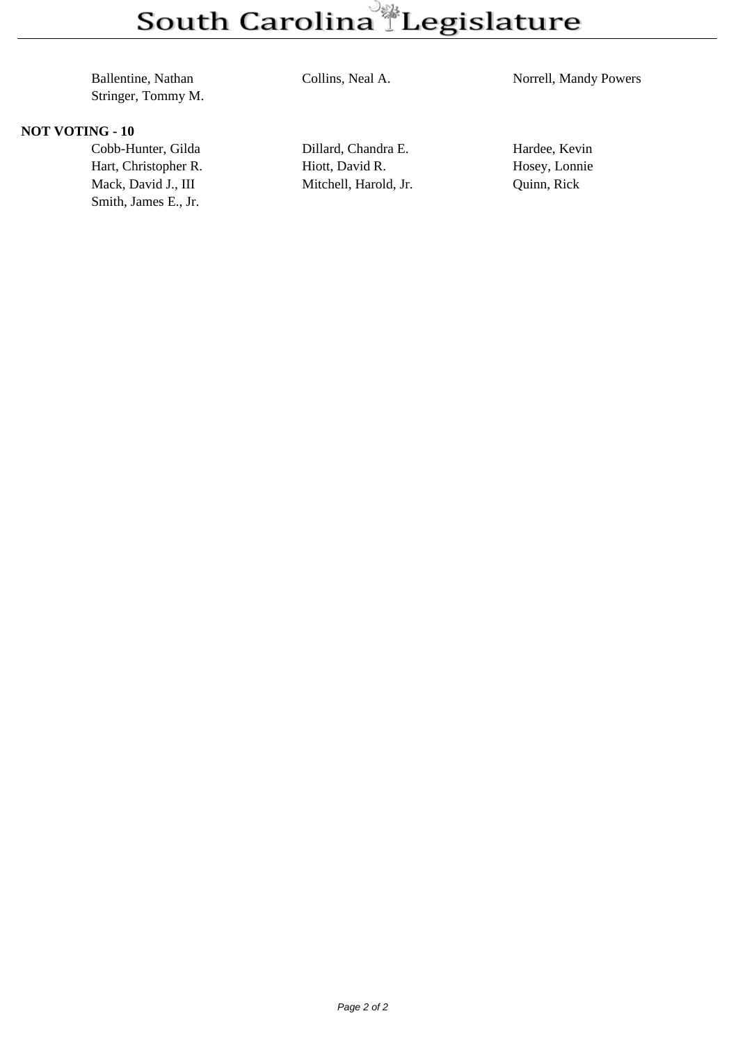| | | |
|---|---|---|
| Ballentine, Nathan | Collins, Neal A. | Norrell, Mandy Powers |
| Stringer, Tommy M. | | |

**NOT VOTING - 10**

| | | |
|---|---|---|
| Cobb-Hunter, Gilda | Dillard, Chandra E. | Hardee, Kevin |
| Hart, Christopher R. | Hiott, David R. | Hosey, Lonnie |
| Mack, David J., III | Mitchell, Harold, Jr. | Quinn, Rick |
| Smith, James E., Jr. | | |